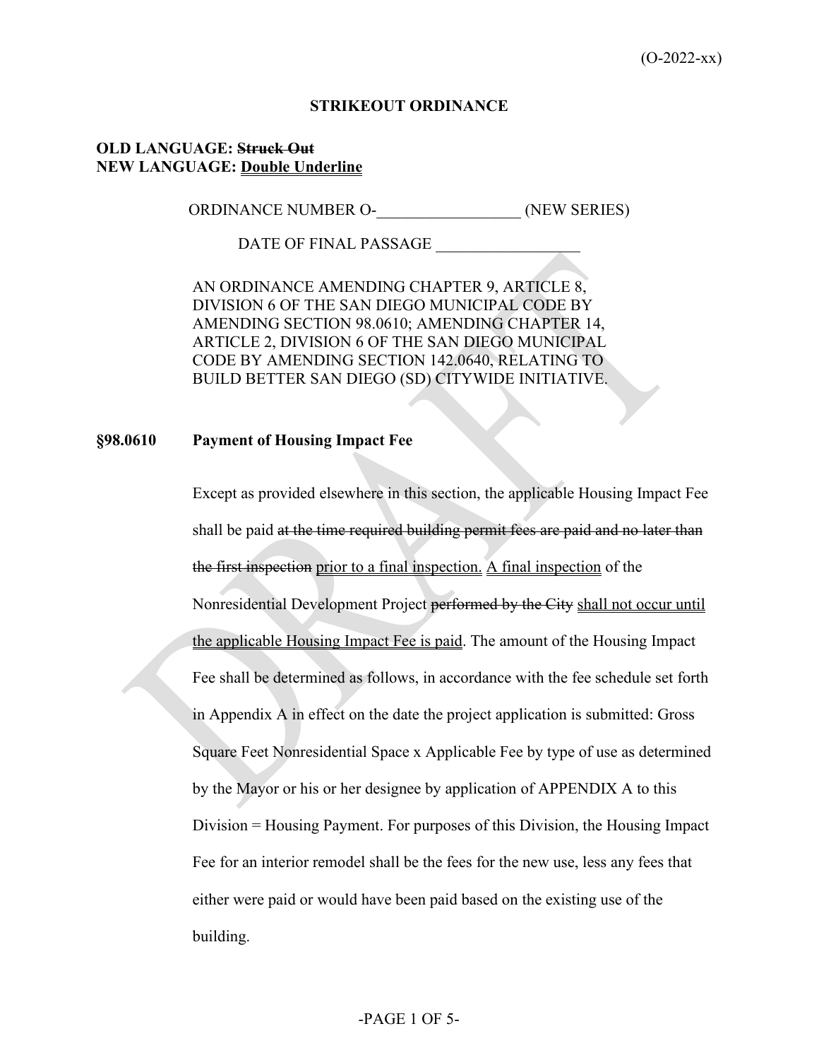(O-2022-xx)

**STRIKEOUT ORDINANCE**

**OLD LANGUAGE: ~~Struck Out~~**
**NEW LANGUAGE: <u>Double Underline</u>**

ORDINANCE NUMBER O-__________________ (NEW SERIES)

DATE OF FINAL PASSAGE __________________

AN ORDINANCE AMENDING CHAPTER 9, ARTICLE 8, DIVISION 6 OF THE SAN DIEGO MUNICIPAL CODE BY AMENDING SECTION 98.0610; AMENDING CHAPTER 14, ARTICLE 2, DIVISION 6 OF THE SAN DIEGO MUNICIPAL CODE BY AMENDING SECTION 142.0640, RELATING TO BUILD BETTER SAN DIEGO (SD) CITYWIDE INITIATIVE.

**§98.0610 Payment of Housing Impact Fee**

Except as provided elsewhere in this section, the applicable Housing Impact Fee shall be paid ~~at the time required building permit fees are paid and no later than the first inspection~~ <u>prior to a final inspection.</u> <u>A final inspection</u> of the Nonresidential Development Project ~~performed by the City~~ <u>shall not occur until the applicable Housing Impact Fee is paid</u>. The amount of the Housing Impact Fee shall be determined as follows, in accordance with the fee schedule set forth in Appendix A in effect on the date the project application is submitted: Gross Square Feet Nonresidential Space x Applicable Fee by type of use as determined by the Mayor or his or her designee by application of APPENDIX A to this Division = Housing Payment. For purposes of this Division, the Housing Impact Fee for an interior remodel shall be the fees for the new use, less any fees that either were paid or would have been paid based on the existing use of the building.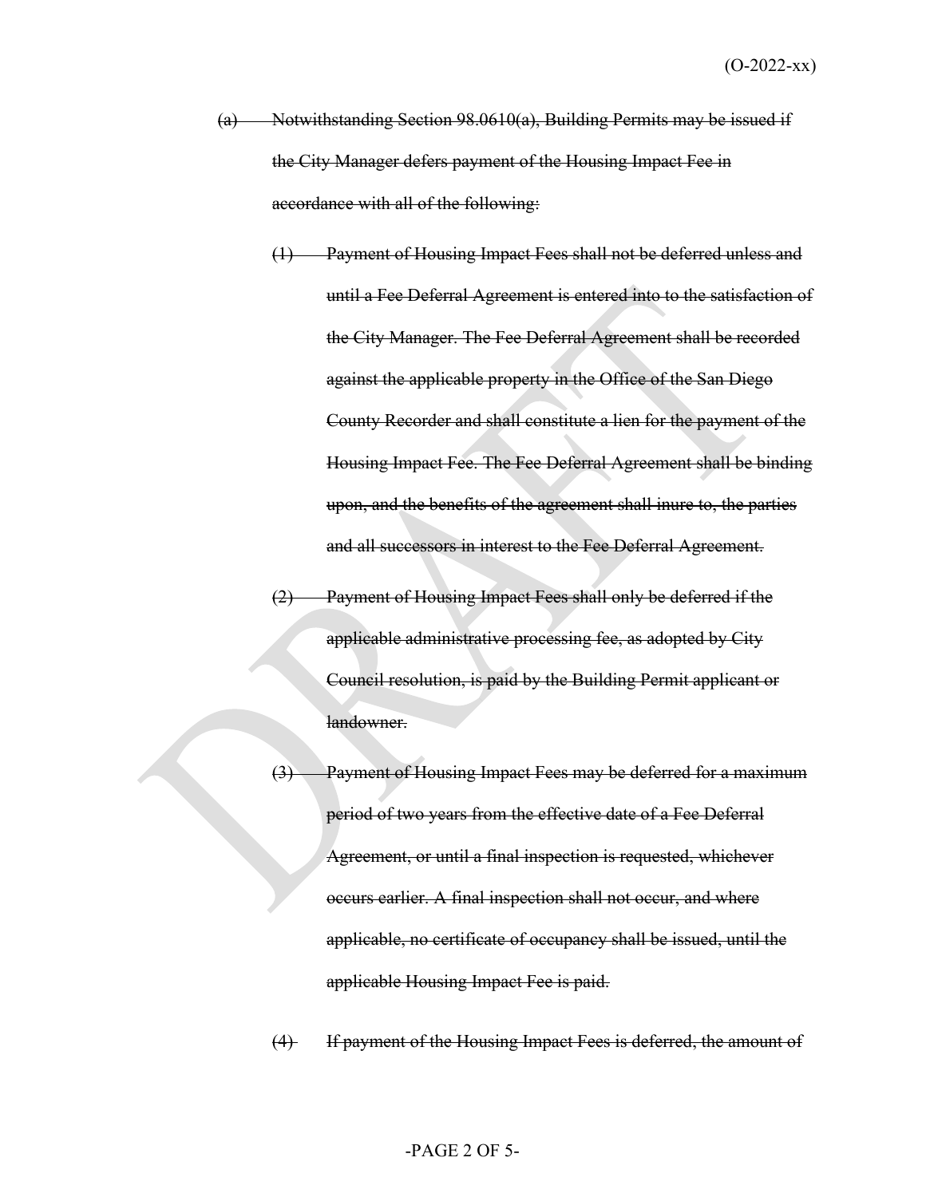~~(a) Notwithstanding Section 98.0610(a), Building Permits may be issued if the City Manager defers payment of the Housing Impact Fee in accordance with all of the following:~~

~~(1) Payment of Housing Impact Fees shall not be deferred unless and until a Fee Deferral Agreement is entered into to the satisfaction of the City Manager. The Fee Deferral Agreement shall be recorded against the applicable property in the Office of the San Diego County Recorder and shall constitute a lien for the payment of the Housing Impact Fee. The Fee Deferral Agreement shall be binding upon, and the benefits of the agreement shall inure to, the parties and all successors in interest to the Fee Deferral Agreement.~~

~~(2) Payment of Housing Impact Fees shall only be deferred if the applicable administrative processing fee, as adopted by City Council resolution, is paid by the Building Permit applicant or landowner.~~

~~(3) Payment of Housing Impact Fees may be deferred for a maximum period of two years from the effective date of a Fee Deferral Agreement, or until a final inspection is requested, whichever occurs earlier. A final inspection shall not occur, and where applicable, no certificate of occupancy shall be issued, until the applicable Housing Impact Fee is paid.~~

~~(4) If payment of the Housing Impact Fees is deferred, the amount of~~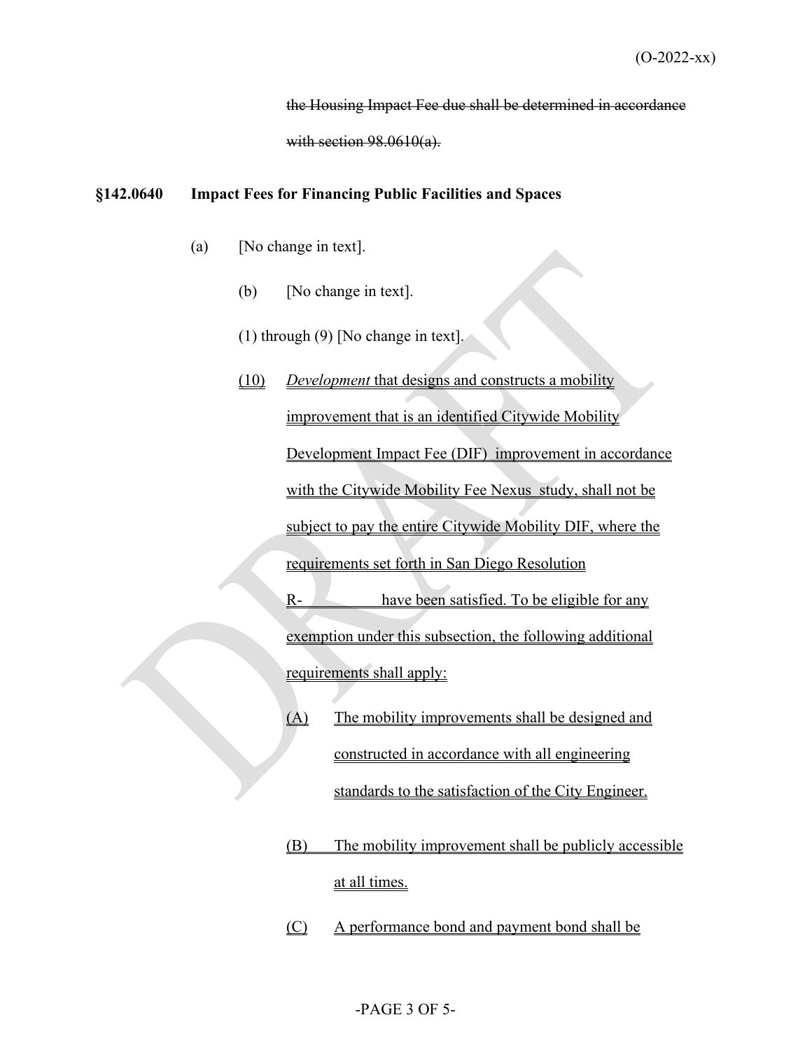~~the Housing Impact Fee due shall be determined in accordance with section 98.0610(a).~~

**§142.0640 Impact Fees for Financing Public Facilities and Spaces**

(a) [No change in text].

(b) [No change in text].

(1) through (9) [No change in text].

<u>(10)</u> <u>*Development* that designs and constructs a mobility improvement that is an identified Citywide Mobility Development Impact Fee (DIF) improvement in accordance with the Citywide Mobility Fee Nexus study, shall not be subject to pay the entire Citywide Mobility DIF, where the requirements set forth in San Diego Resolution R-__________ have been satisfied. To be eligible for any exemption under this subsection, the following additional requirements shall apply:</u>

<u>(A)</u> <u>The mobility improvements shall be designed and constructed in accordance with all engineering standards to the satisfaction of the City Engineer.</u>

<u>(B)</u> <u>The mobility improvement shall be publicly accessible at all times.</u>

<u>(C)</u> <u>A performance bond and payment bond shall be</u>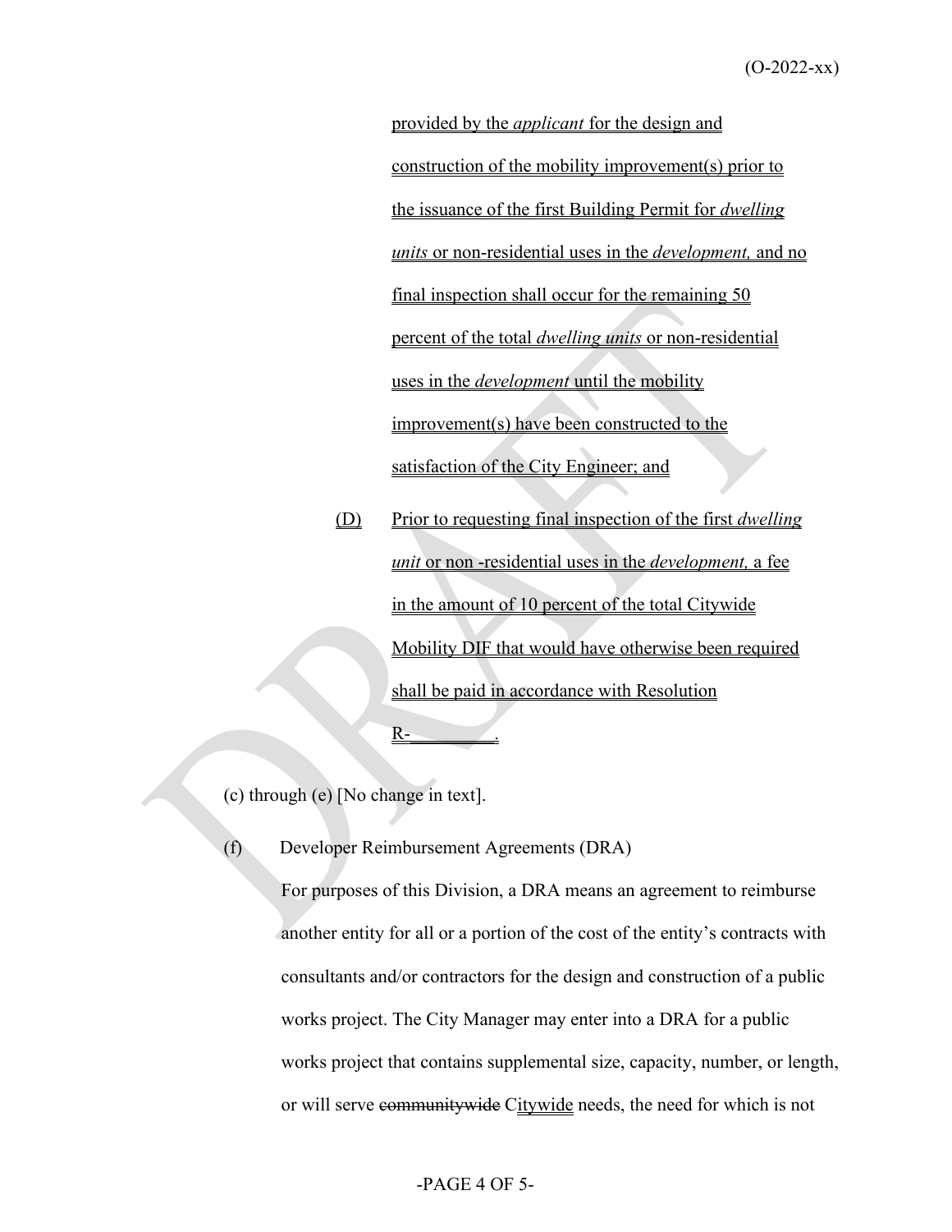provided by the *applicant* for the design and construction of the mobility improvement(s) prior to the issuance of the first Building Permit for *dwelling units* or non-residential uses in the *development,* and no final inspection shall occur for the remaining 50 percent of the total *dwelling units* or non-residential uses in the *development* until the mobility improvement(s) have been constructed to the satisfaction of the City Engineer; and

(D) Prior to requesting final inspection of the first *dwelling unit* or non -residential uses in the *development,* a fee in the amount of 10 percent of the total Citywide Mobility DIF that would have otherwise been required shall be paid in accordance with Resolution R-________.

(c) through (e) [No change in text].

(f) Developer Reimbursement Agreements (DRA)

For purposes of this Division, a DRA means an agreement to reimburse another entity for all or a portion of the cost of the entity's contracts with consultants and/or contractors for the design and construction of a public works project. The City Manager may enter into a DRA for a public works project that contains supplemental size, capacity, number, or length, or will serve ~~communitywide~~ Citywide needs, the need for which is not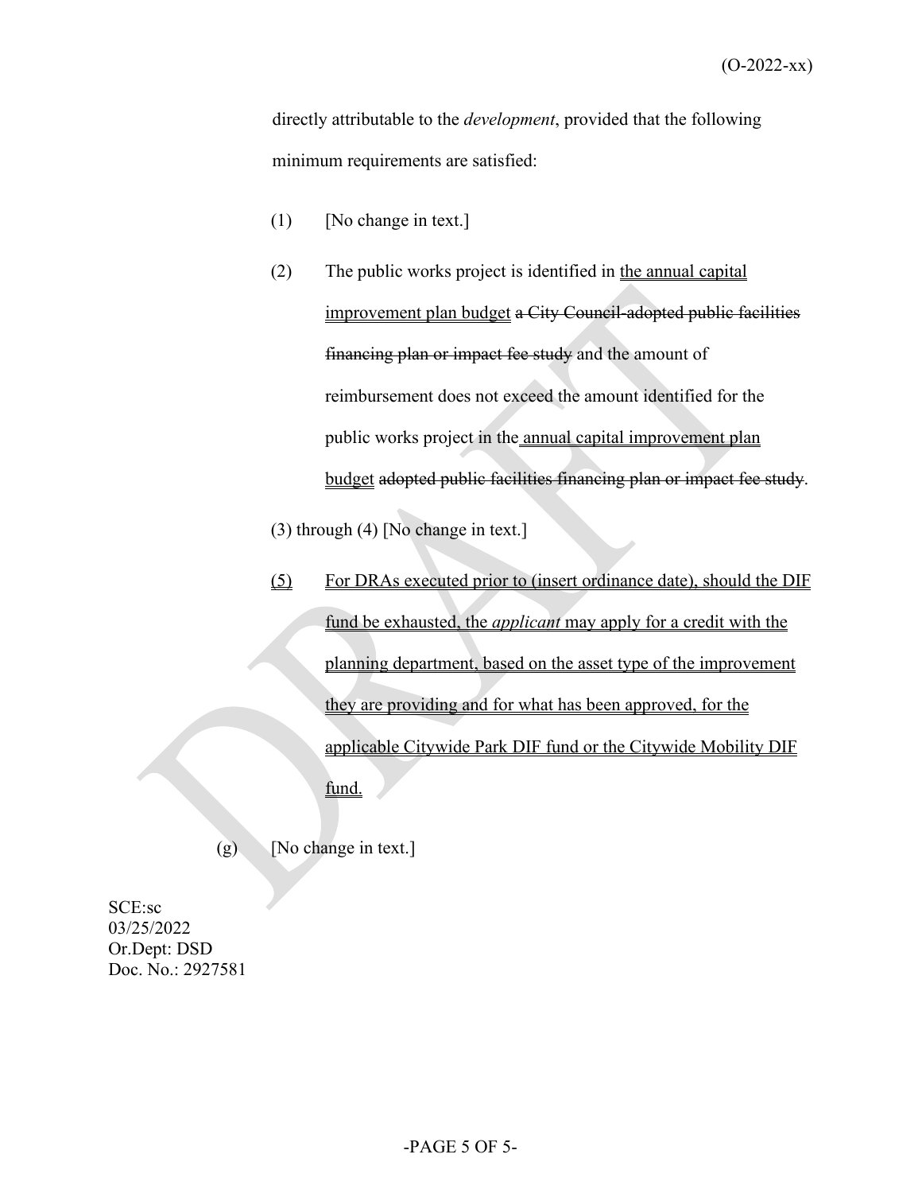directly attributable to the *development*, provided that the following minimum requirements are satisfied:

(1) [No change in text.]

(2) The public works project is identified in <u>the annual capital improvement plan budget</u> ~~a City Council-adopted public facilities financing plan or impact fee study~~ and the amount of reimbursement does not exceed the amount identified for the public works project in the <u>annual capital improvement plan budget</u> ~~adopted public facilities financing plan or impact fee study~~.

(3) through (4) [No change in text.]

<u>(5) For DRAs executed prior to (insert ordinance date), should the DIF fund be exhausted, the *applicant* may apply for a credit with the planning department, based on the asset type of the improvement they are providing and for what has been approved, for the applicable Citywide Park DIF fund or the Citywide Mobility DIF fund.</u>

(g) [No change in text.]

SCE:sc
03/25/2022
Or.Dept: DSD
Doc. No.: 2927581